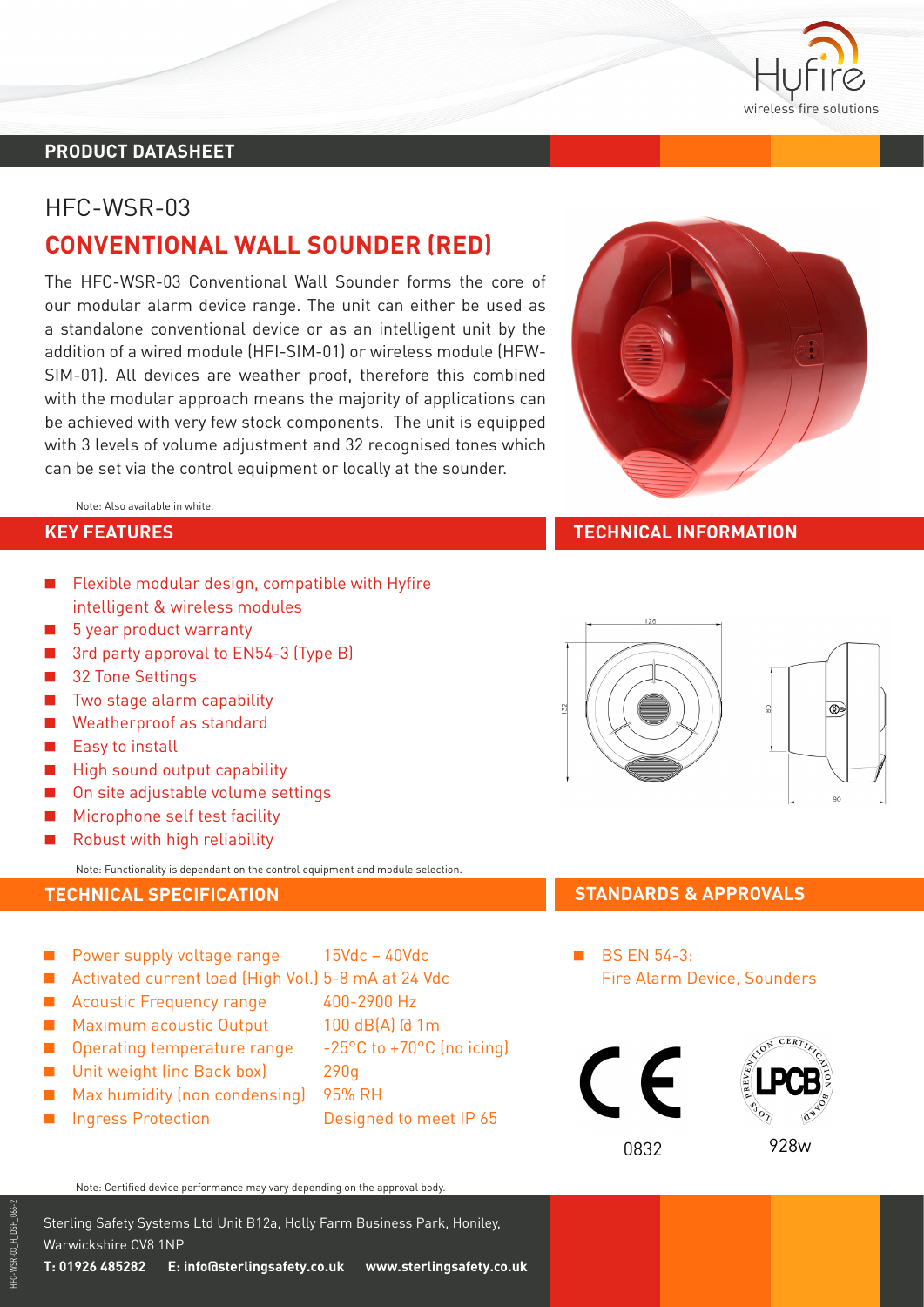**PRODUCT DATASHEET**

# HFC-WSR-03

## CONVENTIONAL WALL SOUNDER (RED)

The HFC-WSR-03 Conventional Wall Sounder forms the core of our modular alarm device range. The unit can either be used as a standalone conventional device or as an intelligent unit by the addition of a wired module (HFI-SIM-01) or wireless module (HFW-SIM-01). All devices are weather proof, therefore this combined with the modular approach means the majority of applications can be achieved with very few stock components. The unit is equipped with 3 levels of volume adjustment and 32 recognised tones which can be set via the control equipment or locally at the sounder.

Note: Also available in white.

## KEY FEATURES

- Flexible modular design, compatible with Hyfire intelligent & wireless modules
- 5 year product warranty
- 3rd party approval to EN54-3 (Type B)
- 32 Tone Settings
- Two stage alarm capability
- Weatherproof as standard
- Easy to install
- High sound output capability
- On site adjustable volume settings
- Microphone self test facility
- Robust with high reliability

Note: Functionality is dependant on the control equipment and module selection.

## TECHNICAL INFORMATION

126, 132, 80, 90

## TECHNICAL SPECIFICATION

| | |
|---|---|
| Power supply voltage range | 15Vdc – 40Vdc |
| Activated current load (High Vol.) | 5-8 mA at 24 Vdc |
| Acoustic Frequency range | 400-2900 Hz |
| Maximum acoustic Output | 100 dB(A) @ 1m |
| Operating temperature range | -25°C to +70°C (no icing) |
| Unit weight (inc Back box) | 290g |
| Max humidity (non condensing) | 95% RH |
| Ingress Protection | Designed to meet IP 65 |

Note: Certified device performance may vary depending on the approval body.

## STANDARDS & APPROVALS

- BS EN 54-3: Fire Alarm Device, Sounders

0832

928w

Sterling Safety Systems Ltd Unit B12a, Holly Farm Business Park, Honiley, Warwickshire CV8 1NP

**T: 01926 485282 E: info@sterlingsafety.co.uk www.sterlingsafety.co.uk**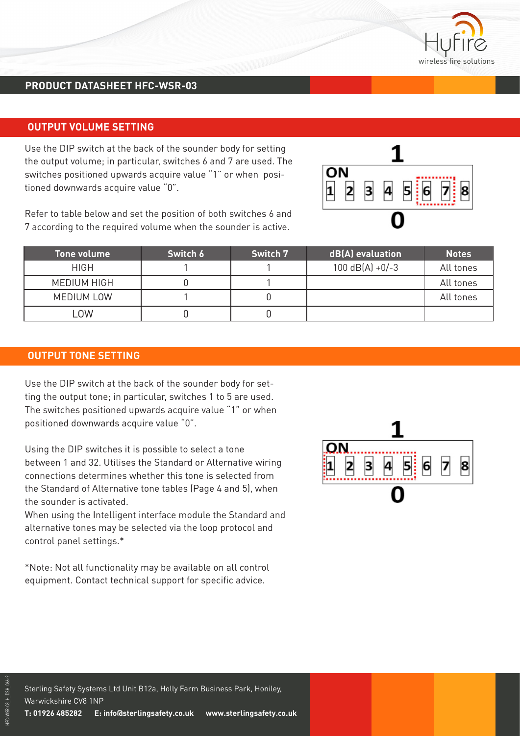## OUTPUT VOLUME SETTING

Use the DIP switch at the back of the sounder body for setting the output volume; in particular, switches 6 and 7 are used. The switches positioned upwards acquire value "1" or when positioned downwards acquire value "0".

Refer to table below and set the position of both switches 6 and 7 according to the required volume when the sounder is active.

| Tone volume | Switch 6 | Switch 7 | dB(A) evaluation | Notes |
| --- | --- | --- | --- | --- |
| HIGH | 1 | 1 | 100 dB(A) +0/-3 | All tones |
| MEDIUM HIGH | 0 | 1 | | All tones |
| MEDIUM LOW | 1 | 0 | | All tones |
| LOW | 0 | 0 | | |

## OUTPUT TONE SETTING

Use the DIP switch at the back of the sounder body for setting the output tone; in particular, switches 1 to 5 are used. The switches positioned upwards acquire value "1" or when positioned downwards acquire value "0".

Using the DIP switches it is possible to select a tone between 1 and 32. Utilises the Standard or Alternative wiring connections determines whether this tone is selected from the Standard of Alternative tone tables (Page 4 and 5), when the sounder is activated.
When using the Intelligent interface module the Standard and alternative tones may be selected via the loop protocol and control panel settings.*

*Note: Not all functionality may be available on all control equipment. Contact technical support for specific advice.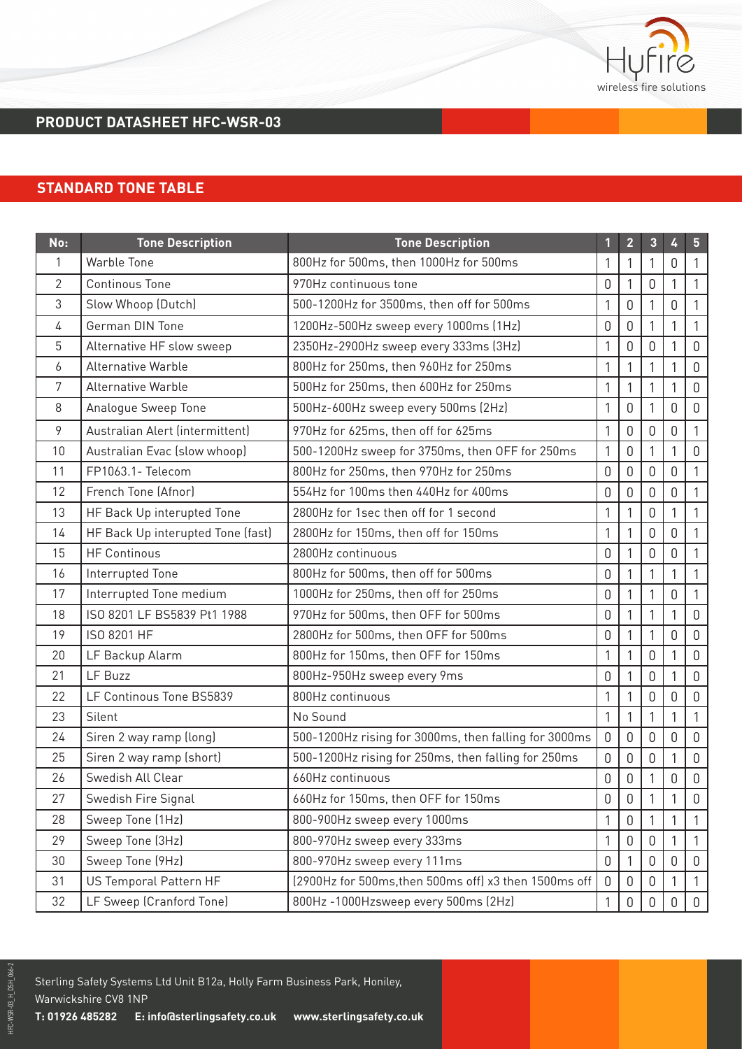## PRODUCT DATASHEET HFC-WSR-03

## STANDARD TONE TABLE

| No: | Tone Description | Tone Description | 1 | 2 | 3 | 4 | 5 |
|---|---|---|---|---|---|---|---|
| 1 | Warble Tone | 800Hz for 500ms, then 1000Hz for 500ms | 1 | 1 | 1 | 0 | 1 |
| 2 | Continous Tone | 970Hz continuous tone | 0 | 1 | 0 | 1 | 1 |
| 3 | Slow Whoop (Dutch) | 500-1200Hz for 3500ms, then off for 500ms | 1 | 0 | 1 | 0 | 1 |
| 4 | German DIN Tone | 1200Hz-500Hz sweep every 1000ms (1Hz) | 0 | 0 | 1 | 1 | 1 |
| 5 | Alternative HF slow sweep | 2350Hz-2900Hz sweep every 333ms (3Hz) | 1 | 0 | 0 | 1 | 0 |
| 6 | Alternative Warble | 800Hz for 250ms, then 960Hz for 250ms | 1 | 1 | 1 | 1 | 0 |
| 7 | Alternative Warble | 500Hz for 250ms, then 600Hz for 250ms | 1 | 1 | 1 | 1 | 0 |
| 8 | Analogue Sweep Tone | 500Hz-600Hz sweep every 500ms (2Hz) | 1 | 0 | 1 | 0 | 0 |
| 9 | Australian Alert (intermittent) | 970Hz for 625ms, then off for 625ms | 1 | 0 | 0 | 0 | 1 |
| 10 | Australian Evac (slow whoop) | 500-1200Hz sweep for 3750ms, then OFF for 250ms | 1 | 0 | 1 | 1 | 0 |
| 11 | FP1063.1- Telecom | 800Hz for 250ms, then 970Hz for 250ms | 0 | 0 | 0 | 0 | 1 |
| 12 | French Tone (Afnor) | 554Hz for 100ms then 440Hz for 400ms | 0 | 0 | 0 | 0 | 1 |
| 13 | HF Back Up interupted Tone | 2800Hz for 1sec then off for 1 second | 1 | 1 | 0 | 1 | 1 |
| 14 | HF Back Up interupted Tone (fast) | 2800Hz for 150ms, then off for 150ms | 1 | 1 | 0 | 0 | 1 |
| 15 | HF Continous | 2800Hz continuous | 0 | 1 | 0 | 0 | 1 |
| 16 | Interrupted Tone | 800Hz for 500ms, then off for 500ms | 0 | 1 | 1 | 1 | 1 |
| 17 | Interrupted Tone medium | 1000Hz for 250ms, then off for 250ms | 0 | 1 | 1 | 0 | 1 |
| 18 | ISO 8201 LF BS5839 Pt1 1988 | 970Hz for 500ms, then OFF for 500ms | 0 | 1 | 1 | 1 | 0 |
| 19 | ISO 8201 HF | 2800Hz for 500ms, then OFF for 500ms | 0 | 1 | 1 | 0 | 0 |
| 20 | LF Backup Alarm | 800Hz for 150ms, then OFF for 150ms | 1 | 1 | 0 | 1 | 0 |
| 21 | LF Buzz | 800Hz-950Hz sweep every 9ms | 0 | 1 | 0 | 1 | 0 |
| 22 | LF Continous Tone BS5839 | 800Hz continuous | 1 | 1 | 0 | 0 | 0 |
| 23 | Silent | No Sound | 1 | 1 | 1 | 1 | 1 |
| 24 | Siren 2 way ramp (long) | 500-1200Hz rising for 3000ms, then falling for 3000ms | 0 | 0 | 0 | 0 | 0 |
| 25 | Siren 2 way ramp (short) | 500-1200Hz rising for 250ms, then falling for 250ms | 0 | 0 | 0 | 1 | 0 |
| 26 | Swedish All Clear | 660Hz continuous | 0 | 0 | 1 | 0 | 0 |
| 27 | Swedish Fire Signal | 660Hz for 150ms, then OFF for 150ms | 0 | 0 | 1 | 1 | 0 |
| 28 | Sweep Tone (1Hz) | 800-900Hz sweep every 1000ms | 1 | 0 | 1 | 1 | 1 |
| 29 | Sweep Tone (3Hz) | 800-970Hz sweep every 333ms | 1 | 0 | 0 | 1 | 1 |
| 30 | Sweep Tone (9Hz) | 800-970Hz sweep every 111ms | 0 | 1 | 0 | 0 | 0 |
| 31 | US Temporal Pattern HF | (2900Hz for 500ms,then 500ms off) x3 then 1500ms off | 0 | 0 | 0 | 1 | 1 |
| 32 | LF Sweep (Cranford Tone) | 800Hz -1000Hzsweep every 500ms (2Hz) | 1 | 0 | 0 | 0 | 0 |

Sterling Safety Systems Ltd Unit B12a, Holly Farm Business Park, Honiley, Warwickshire CV8 1NP

**T: 01926 485282 E: info@sterlingsafety.co.uk www.sterlingsafety.co.uk**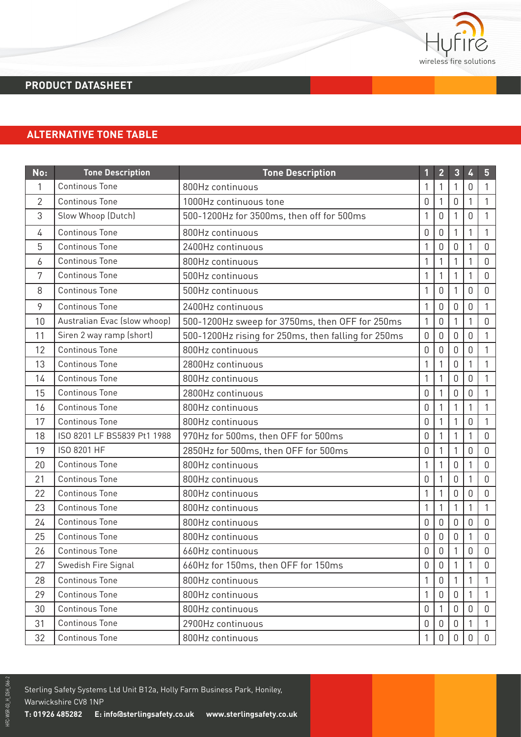## PRODUCT DATASHEET

## ALTERNATIVE TONE TABLE

| No: | Tone Description | Tone Description | 1 | 2 | 3 | 4 | 5 |
|---|---|---|---|---|---|---|---|
| 1 | Continous Tone | 800Hz continuous | 1 | 1 | 1 | 0 | 1 |
| 2 | Continous Tone | 1000Hz continuous tone | 0 | 1 | 0 | 1 | 1 |
| 3 | Slow Whoop (Dutch) | 500-1200Hz for 3500ms, then off for 500ms | 1 | 0 | 1 | 0 | 1 |
| 4 | Continous Tone | 800Hz continuous | 0 | 0 | 1 | 1 | 1 |
| 5 | Continous Tone | 2400Hz continuous | 1 | 0 | 0 | 1 | 0 |
| 6 | Continous Tone | 800Hz continuous | 1 | 1 | 1 | 1 | 0 |
| 7 | Continous Tone | 500Hz continuous | 1 | 1 | 1 | 1 | 0 |
| 8 | Continous Tone | 500Hz continuous | 1 | 0 | 1 | 0 | 0 |
| 9 | Continous Tone | 2400Hz continuous | 1 | 0 | 0 | 0 | 1 |
| 10 | Australian Evac (slow whoop) | 500-1200Hz sweep for 3750ms, then OFF for 250ms | 1 | 0 | 1 | 1 | 0 |
| 11 | Siren 2 way ramp (short) | 500-1200Hz rising for 250ms, then falling for 250ms | 0 | 0 | 0 | 0 | 1 |
| 12 | Continous Tone | 800Hz continuous | 0 | 0 | 0 | 0 | 1 |
| 13 | Continous Tone | 2800Hz continuous | 1 | 1 | 0 | 1 | 1 |
| 14 | Continous Tone | 800Hz continuous | 1 | 1 | 0 | 0 | 1 |
| 15 | Continous Tone | 2800Hz continuous | 0 | 1 | 0 | 0 | 1 |
| 16 | Continous Tone | 800Hz continuous | 0 | 1 | 1 | 1 | 1 |
| 17 | Continous Tone | 800Hz continuous | 0 | 1 | 1 | 0 | 1 |
| 18 | ISO 8201 LF BS5839 Pt1 1988 | 970Hz for 500ms, then OFF for 500ms | 0 | 1 | 1 | 1 | 0 |
| 19 | ISO 8201 HF | 2850Hz for 500ms, then OFF for 500ms | 0 | 1 | 1 | 0 | 0 |
| 20 | Continous Tone | 800Hz continuous | 1 | 1 | 0 | 1 | 0 |
| 21 | Continous Tone | 800Hz continuous | 0 | 1 | 0 | 1 | 0 |
| 22 | Continous Tone | 800Hz continuous | 1 | 1 | 0 | 0 | 0 |
| 23 | Continous Tone | 800Hz continuous | 1 | 1 | 1 | 1 | 1 |
| 24 | Continous Tone | 800Hz continuous | 0 | 0 | 0 | 0 | 0 |
| 25 | Continous Tone | 800Hz continuous | 0 | 0 | 0 | 1 | 0 |
| 26 | Continous Tone | 660Hz continuous | 0 | 0 | 1 | 0 | 0 |
| 27 | Swedish Fire Signal | 660Hz for 150ms, then OFF for 150ms | 0 | 0 | 1 | 1 | 0 |
| 28 | Continous Tone | 800Hz continuous | 1 | 0 | 1 | 1 | 1 |
| 29 | Continous Tone | 800Hz continuous | 1 | 0 | 0 | 1 | 1 |
| 30 | Continous Tone | 800Hz continuous | 0 | 1 | 0 | 0 | 0 |
| 31 | Continous Tone | 2900Hz continuous | 0 | 0 | 0 | 1 | 1 |
| 32 | Continous Tone | 800Hz continuous | 1 | 0 | 0 | 0 | 0 |

Sterling Safety Systems Ltd Unit B12a, Holly Farm Business Park, Honiley, Warwickshire CV8 1NP

**T: 01926 485282 E: info@sterlingsafety.co.uk www.sterlingsafety.co.uk**